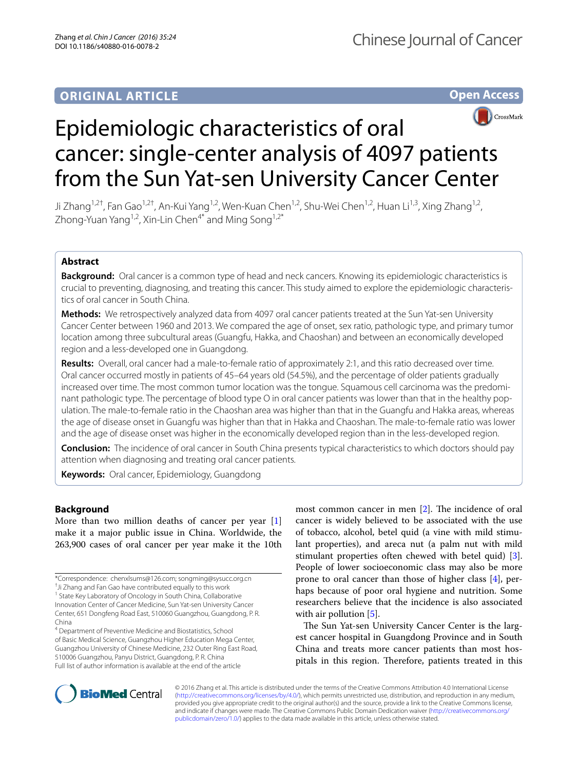ORIGINAL ARTICLE

Open Access

# Epidemiologic characteristics of oral cancer: single-center analysis of 4097 patients from the Sun Yat-sen University Cancer Center

Ji Zhang[1,2†], Fan Gao[1,2†], An-Kui Yang[1,2], Wen-Kuan Chen[1,2], Shu-Wei Chen[1,2], Huan Li[1,3], Xing Zhang[1,2], Zhong-Yuan Yang[1,2], Xin-Lin Chen[4*] and Ming Song[1,2*]

## Abstract

**Background:** Oral cancer is a common type of head and neck cancers. Knowing its epidemiologic characteristics is crucial to preventing, diagnosing, and treating this cancer. This study aimed to explore the epidemiologic characteristics of oral cancer in South China.

**Methods:** We retrospectively analyzed data from 4097 oral cancer patients treated at the Sun Yat-sen University Cancer Center between 1960 and 2013. We compared the age of onset, sex ratio, pathologic type, and primary tumor location among three subcultural areas (Guangfu, Hakka, and Chaoshan) and between an economically developed region and a less-developed one in Guangdong.

**Results:** Overall, oral cancer had a male-to-female ratio of approximately 2:1, and this ratio decreased over time. Oral cancer occurred mostly in patients of 45–64 years old (54.5%), and the percentage of older patients gradually increased over time. The most common tumor location was the tongue. Squamous cell carcinoma was the predominant pathologic type. The percentage of blood type O in oral cancer patients was lower than that in the healthy population. The male-to-female ratio in the Chaoshan area was higher than that in the Guangfu and Hakka areas, whereas the age of disease onset in Guangfu was higher than that in Hakka and Chaoshan. The male-to-female ratio was lower and the age of disease onset was higher in the economically developed region than in the less-developed region.

**Conclusion:** The incidence of oral cancer in South China presents typical characteristics to which doctors should pay attention when diagnosing and treating oral cancer patients.

**Keywords:** Oral cancer, Epidemiology, Guangdong

## Background

More than two million deaths of cancer per year [1] make it a major public issue in China. Worldwide, the 263,900 cases of oral cancer per year make it the 10th most common cancer in men [2]. The incidence of oral cancer is widely believed to be associated with the use of tobacco, alcohol, betel quid (a vine with mild stimulant properties), and areca nut (a palm nut with mild stimulant properties often chewed with betel quid) [3]. People of lower socioeconomic class may also be more prone to oral cancer than those of higher class [4], perhaps because of poor oral hygiene and nutrition. Some researchers believe that the incidence is also associated with air pollution [5].

The Sun Yat-sen University Cancer Center is the largest cancer hospital in Guangdong Province and in South China and treats more cancer patients than most hospitals in this region. Therefore, patients treated in this

*Correspondence: chenxlsums@126.com; songming@sysucc.org.cn

†Ji Zhang and Fan Gao have contributed equally to this work

[1] State Key Laboratory of Oncology in South China, Collaborative Innovation Center of Cancer Medicine, Sun Yat-sen University Cancer Center, 651 Dongfeng Road East, 510060 Guangzhou, Guangdong, P. R. China

[4] Department of Preventive Medicine and Biostatistics, School of Basic Medical Science, Guangzhou Higher Education Mega Center, Guangzhou University of Chinese Medicine, 232 Outer Ring East Road, 510006 Guangzhou, Panyu District, Guangdong, P. R. China

Full list of author information is available at the end of the article

© 2016 Zhang et al. This article is distributed under the terms of the Creative Commons Attribution 4.0 International License (http://creativecommons.org/licenses/by/4.0/), which permits unrestricted use, distribution, and reproduction in any medium, provided you give appropriate credit to the original author(s) and the source, provide a link to the Creative Commons license, and indicate if changes were made. The Creative Commons Public Domain Dedication waiver (http://creativecommons.org/publicdomain/zero/1.0/) applies to the data made available in this article, unless otherwise stated.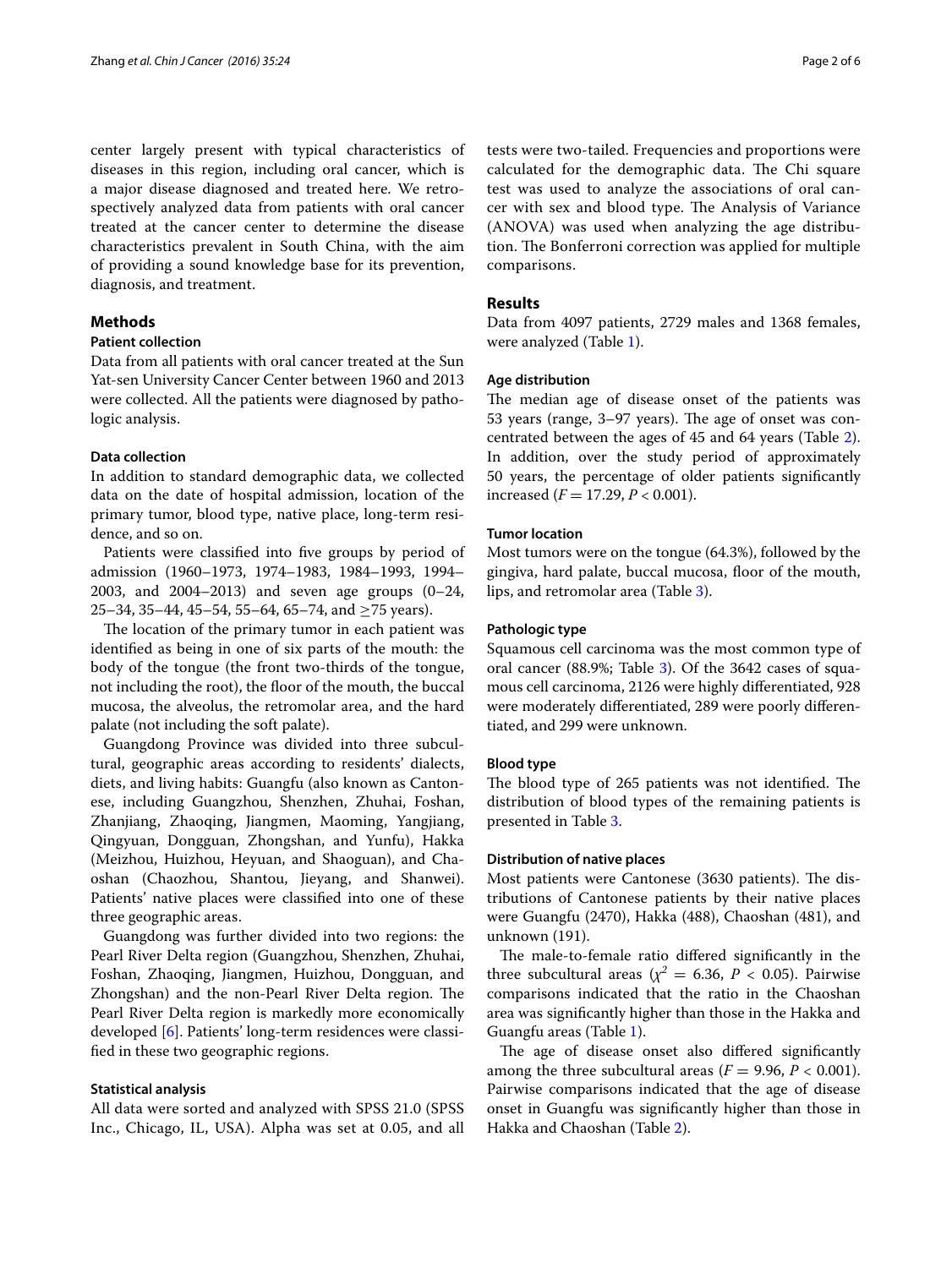center largely present with typical characteristics of diseases in this region, including oral cancer, which is a major disease diagnosed and treated here. We retrospectively analyzed data from patients with oral cancer treated at the cancer center to determine the disease characteristics prevalent in South China, with the aim of providing a sound knowledge base for its prevention, diagnosis, and treatment.

## Methods

### Patient collection

Data from all patients with oral cancer treated at the Sun Yat-sen University Cancer Center between 1960 and 2013 were collected. All the patients were diagnosed by pathologic analysis.

### Data collection

In addition to standard demographic data, we collected data on the date of hospital admission, location of the primary tumor, blood type, native place, long-term residence, and so on.

Patients were classified into five groups by period of admission (1960–1973, 1974–1983, 1984–1993, 1994–2003, and 2004–2013) and seven age groups (0–24, 25–34, 35–44, 45–54, 55–64, 65–74, and ≥75 years).

The location of the primary tumor in each patient was identified as being in one of six parts of the mouth: the body of the tongue (the front two-thirds of the tongue, not including the root), the floor of the mouth, the buccal mucosa, the alveolus, the retromolar area, and the hard palate (not including the soft palate).

Guangdong Province was divided into three subcultural, geographic areas according to residents' dialects, diets, and living habits: Guangfu (also known as Cantonese, including Guangzhou, Shenzhen, Zhuhai, Foshan, Zhanjiang, Zhaoqing, Jiangmen, Maoming, Yangjiang, Qingyuan, Dongguan, Zhongshan, and Yunfu), Hakka (Meizhou, Huizhou, Heyuan, and Shaoguan), and Chaoshan (Chaozhou, Shantou, Jieyang, and Shanwei). Patients' native places were classified into one of these three geographic areas.

Guangdong was further divided into two regions: the Pearl River Delta region (Guangzhou, Shenzhen, Zhuhai, Foshan, Zhaoqing, Jiangmen, Huizhou, Dongguan, and Zhongshan) and the non-Pearl River Delta region. The Pearl River Delta region is markedly more economically developed [6]. Patients' long-term residences were classified in these two geographic regions.

### Statistical analysis

All data were sorted and analyzed with SPSS 21.0 (SPSS Inc., Chicago, IL, USA). Alpha was set at 0.05, and all tests were two-tailed. Frequencies and proportions were calculated for the demographic data. The Chi square test was used to analyze the associations of oral cancer with sex and blood type. The Analysis of Variance (ANOVA) was used when analyzing the age distribution. The Bonferroni correction was applied for multiple comparisons.

## Results

Data from 4097 patients, 2729 males and 1368 females, were analyzed (Table 1).

### Age distribution

The median age of disease onset of the patients was 53 years (range, 3–97 years). The age of onset was concentrated between the ages of 45 and 64 years (Table 2). In addition, over the study period of approximately 50 years, the percentage of older patients significantly increased ($F = 17.29$, $P < 0.001$).

### Tumor location

Most tumors were on the tongue (64.3%), followed by the gingiva, hard palate, buccal mucosa, floor of the mouth, lips, and retromolar area (Table 3).

### Pathologic type

Squamous cell carcinoma was the most common type of oral cancer (88.9%; Table 3). Of the 3642 cases of squamous cell carcinoma, 2126 were highly differentiated, 928 were moderately differentiated, 289 were poorly differentiated, and 299 were unknown.

### Blood type

The blood type of 265 patients was not identified. The distribution of blood types of the remaining patients is presented in Table 3.

### Distribution of native places

Most patients were Cantonese (3630 patients). The distributions of Cantonese patients by their native places were Guangfu (2470), Hakka (488), Chaoshan (481), and unknown (191).

The male-to-female ratio differed significantly in the three subcultural areas ($\chi^2 = 6.36$, $P < 0.05$). Pairwise comparisons indicated that the ratio in the Chaoshan area was significantly higher than those in the Hakka and Guangfu areas (Table 1).

The age of disease onset also differed significantly among the three subcultural areas ($F = 9.96$, $P < 0.001$). Pairwise comparisons indicated that the age of disease onset in Guangfu was significantly higher than those in Hakka and Chaoshan (Table 2).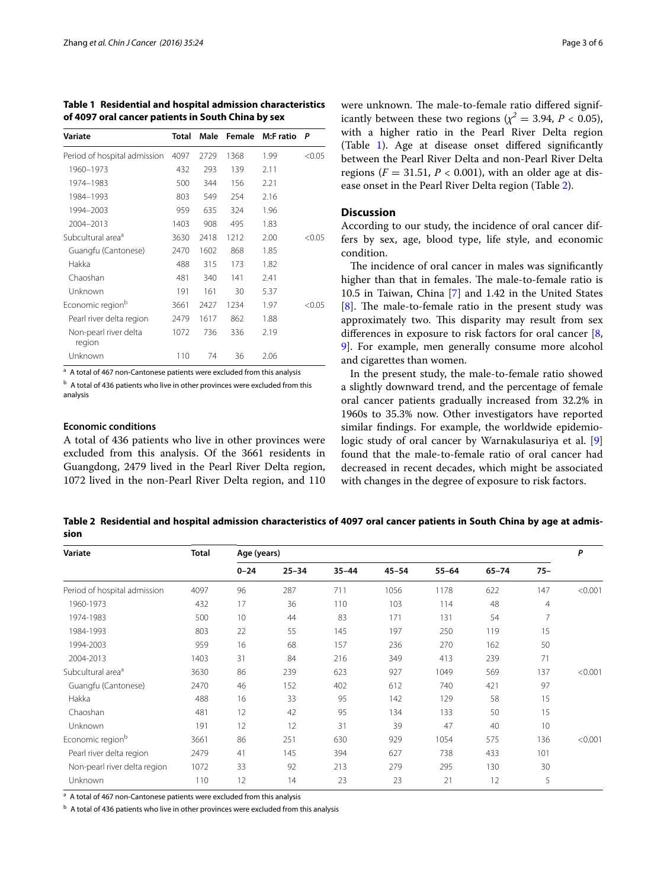**Table 1 Residential and hospital admission characteristics of 4097 oral cancer patients in South China by sex**

| Variate | Total | Male | Female | M:F ratio | P |
|---|---|---|---|---|---|
| Period of hospital admission | 4097 | 2729 | 1368 | 1.99 | <0.05 |
| 1960–1973 | 432 | 293 | 139 | 2.11 | |
| 1974–1983 | 500 | 344 | 156 | 2.21 | |
| 1984–1993 | 803 | 549 | 254 | 2.16 | |
| 1994–2003 | 959 | 635 | 324 | 1.96 | |
| 2004–2013 | 1403 | 908 | 495 | 1.83 | |
| Subcultural area[a] | 3630 | 2418 | 1212 | 2.00 | <0.05 |
| Guangfu (Cantonese) | 2470 | 1602 | 868 | 1.85 | |
| Hakka | 488 | 315 | 173 | 1.82 | |
| Chaoshan | 481 | 340 | 141 | 2.41 | |
| Unknown | 191 | 161 | 30 | 5.37 | |
| Economic region[b] | 3661 | 2427 | 1234 | 1.97 | <0.05 |
| Pearl river delta region | 2479 | 1617 | 862 | 1.88 | |
| Non-pearl river delta region | 1072 | 736 | 336 | 2.19 | |
| Unknown | 110 | 74 | 36 | 2.06 | |

[a] A total of 467 non-Cantonese patients were excluded from this analysis

[b] A total of 436 patients who live in other provinces were excluded from this analysis

#### Economic conditions

A total of 436 patients who live in other provinces were excluded from this analysis. Of the 3661 residents in Guangdong, 2479 lived in the Pearl River Delta region, 1072 lived in the non-Pearl River Delta region, and 110 were unknown. The male-to-female ratio differed significantly between these two regions ($\chi^2 = 3.94$, $P < 0.05$), with a higher ratio in the Pearl River Delta region (Table 1). Age at disease onset differed significantly between the Pearl River Delta and non-Pearl River Delta regions ($F = 31.51$, $P < 0.001$), with an older age at disease onset in the Pearl River Delta region (Table 2).

## Discussion

According to our study, the incidence of oral cancer differs by sex, age, blood type, life style, and economic condition.

The incidence of oral cancer in males was significantly higher than that in females. The male-to-female ratio is 10.5 in Taiwan, China [7] and 1.42 in the United States [8]. The male-to-female ratio in the present study was approximately two. This disparity may result from sex differences in exposure to risk factors for oral cancer [8, 9]. For example, men generally consume more alcohol and cigarettes than women.

In the present study, the male-to-female ratio showed a slightly downward trend, and the percentage of female oral cancer patients gradually increased from 32.2% in 1960s to 35.3% now. Other investigators have reported similar findings. For example, the worldwide epidemiologic study of oral cancer by Warnakulasuriya et al. [9] found that the male-to-female ratio of oral cancer had decreased in recent decades, which might be associated with changes in the degree of exposure to risk factors.

**Table 2 Residential and hospital admission characteristics of 4097 oral cancer patients in South China by age at admission**

| Variate | Total | Age (years) | | | | | | | P |
|---|---|---|---|---|---|---|---|---|---|
| | | 0–24 | 25–34 | 35–44 | 45–54 | 55–64 | 65–74 | 75– | |
| Period of hospital admission | 4097 | 96 | 287 | 711 | 1056 | 1178 | 622 | 147 | <0.001 |
| 1960-1973 | 432 | 17 | 36 | 110 | 103 | 114 | 48 | 4 | |
| 1974-1983 | 500 | 10 | 44 | 83 | 171 | 131 | 54 | 7 | |
| 1984-1993 | 803 | 22 | 55 | 145 | 197 | 250 | 119 | 15 | |
| 1994-2003 | 959 | 16 | 68 | 157 | 236 | 270 | 162 | 50 | |
| 2004-2013 | 1403 | 31 | 84 | 216 | 349 | 413 | 239 | 71 | |
| Subcultural area[a] | 3630 | 86 | 239 | 623 | 927 | 1049 | 569 | 137 | <0.001 |
| Guangfu (Cantonese) | 2470 | 46 | 152 | 402 | 612 | 740 | 421 | 97 | |
| Hakka | 488 | 16 | 33 | 95 | 142 | 129 | 58 | 15 | |
| Chaoshan | 481 | 12 | 42 | 95 | 134 | 133 | 50 | 15 | |
| Unknown | 191 | 12 | 12 | 31 | 39 | 47 | 40 | 10 | |
| Economic region[b] | 3661 | 86 | 251 | 630 | 929 | 1054 | 575 | 136 | <0.001 |
| Pearl river delta region | 2479 | 41 | 145 | 394 | 627 | 738 | 433 | 101 | |
| Non-pearl river delta region | 1072 | 33 | 92 | 213 | 279 | 295 | 130 | 30 | |
| Unknown | 110 | 12 | 14 | 23 | 23 | 21 | 12 | 5 | |

[a] A total of 467 non-Cantonese patients were excluded from this analysis

[b] A total of 436 patients who live in other provinces were excluded from this analysis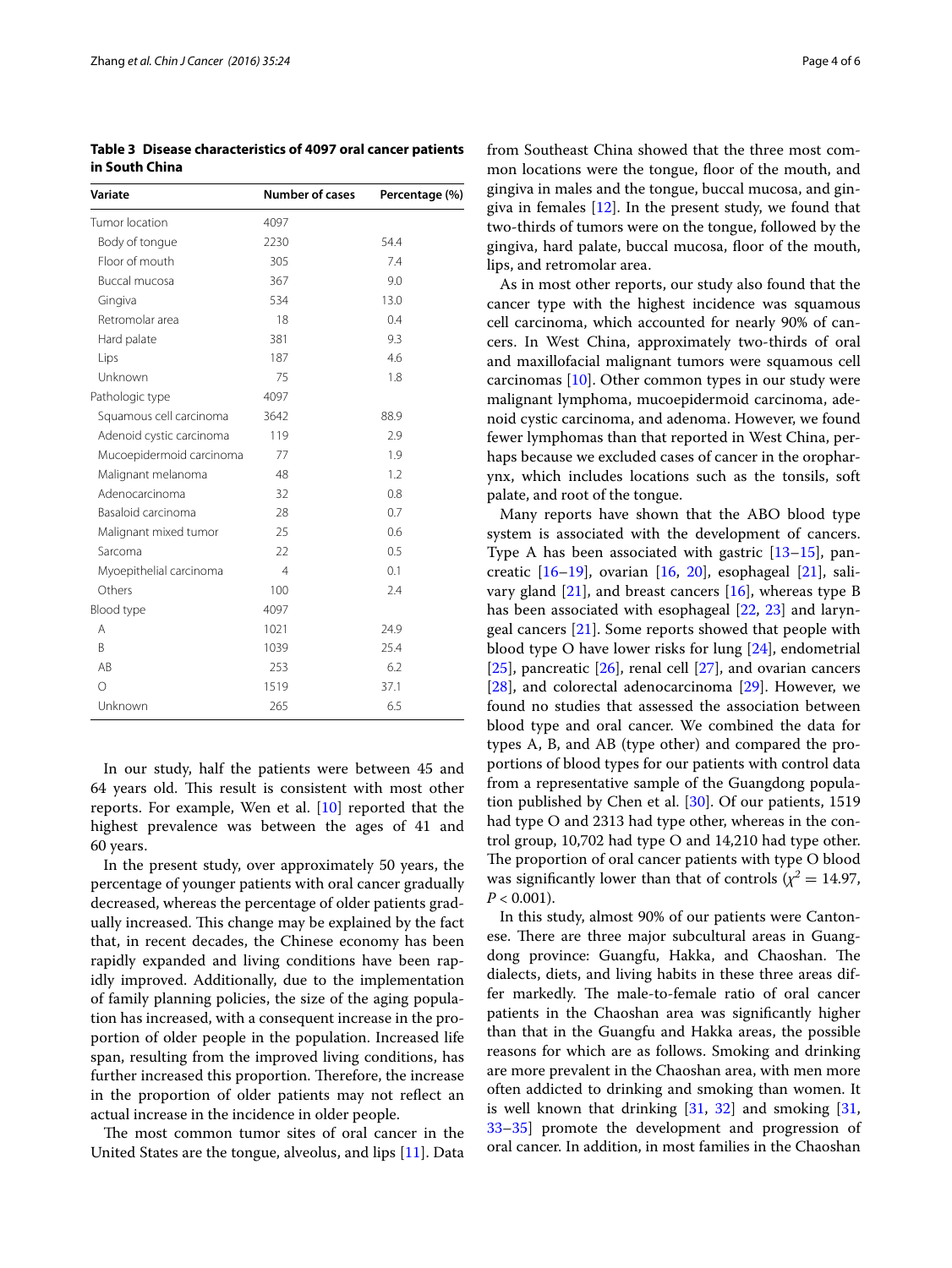**Table 3 Disease characteristics of 4097 oral cancer patients in South China**

| Variate | Number of cases | Percentage (%) |
|---|---|---|
| Tumor location | 4097 | |
| Body of tongue | 2230 | 54.4 |
| Floor of mouth | 305 | 7.4 |
| Buccal mucosa | 367 | 9.0 |
| Gingiva | 534 | 13.0 |
| Retromolar area | 18 | 0.4 |
| Hard palate | 381 | 9.3 |
| Lips | 187 | 4.6 |
| Unknown | 75 | 1.8 |
| Pathologic type | 4097 | |
| Squamous cell carcinoma | 3642 | 88.9 |
| Adenoid cystic carcinoma | 119 | 2.9 |
| Mucoepidermoid carcinoma | 77 | 1.9 |
| Malignant melanoma | 48 | 1.2 |
| Adenocarcinoma | 32 | 0.8 |
| Basaloid carcinoma | 28 | 0.7 |
| Malignant mixed tumor | 25 | 0.6 |
| Sarcoma | 22 | 0.5 |
| Myoepithelial carcinoma | 4 | 0.1 |
| Others | 100 | 2.4 |
| Blood type | 4097 | |
| A | 1021 | 24.9 |
| B | 1039 | 25.4 |
| AB | 253 | 6.2 |
| O | 1519 | 37.1 |
| Unknown | 265 | 6.5 |

In our study, half the patients were between 45 and 64 years old. This result is consistent with most other reports. For example, Wen et al. [10] reported that the highest prevalence was between the ages of 41 and 60 years.

In the present study, over approximately 50 years, the percentage of younger patients with oral cancer gradually decreased, whereas the percentage of older patients gradually increased. This change may be explained by the fact that, in recent decades, the Chinese economy has been rapidly expanded and living conditions have been rapidly improved. Additionally, due to the implementation of family planning policies, the size of the aging population has increased, with a consequent increase in the proportion of older people in the population. Increased life span, resulting from the improved living conditions, has further increased this proportion. Therefore, the increase in the proportion of older patients may not reflect an actual increase in the incidence in older people.

The most common tumor sites of oral cancer in the United States are the tongue, alveolus, and lips [11]. Data from Southeast China showed that the three most common locations were the tongue, floor of the mouth, and gingiva in males and the tongue, buccal mucosa, and gingiva in females [12]. In the present study, we found that two-thirds of tumors were on the tongue, followed by the gingiva, hard palate, buccal mucosa, floor of the mouth, lips, and retromolar area.

As in most other reports, our study also found that the cancer type with the highest incidence was squamous cell carcinoma, which accounted for nearly 90% of cancers. In West China, approximately two-thirds of oral and maxillofacial malignant tumors were squamous cell carcinomas [10]. Other common types in our study were malignant lymphoma, mucoepidermoid carcinoma, adenoid cystic carcinoma, and adenoma. However, we found fewer lymphomas than that reported in West China, perhaps because we excluded cases of cancer in the oropharynx, which includes locations such as the tonsils, soft palate, and root of the tongue.

Many reports have shown that the ABO blood type system is associated with the development of cancers. Type A has been associated with gastric [13–15], pancreatic [16–19], ovarian [16, 20], esophageal [21], salivary gland [21], and breast cancers [16], whereas type B has been associated with esophageal [22, 23] and laryngeal cancers [21]. Some reports showed that people with blood type O have lower risks for lung [24], endometrial [25], pancreatic [26], renal cell [27], and ovarian cancers [28], and colorectal adenocarcinoma [29]. However, we found no studies that assessed the association between blood type and oral cancer. We combined the data for types A, B, and AB (type other) and compared the proportions of blood types for our patients with control data from a representative sample of the Guangdong population published by Chen et al. [30]. Of our patients, 1519 had type O and 2313 had type other, whereas in the control group, 10,702 had type O and 14,210 had type other. The proportion of oral cancer patients with type O blood was significantly lower than that of controls ($\chi^2 = 14.97$, $P < 0.001$).

In this study, almost 90% of our patients were Cantonese. There are three major subcultural areas in Guangdong province: Guangfu, Hakka, and Chaoshan. The dialects, diets, and living habits in these three areas differ markedly. The male-to-female ratio of oral cancer patients in the Chaoshan area was significantly higher than that in the Guangfu and Hakka areas, the possible reasons for which are as follows. Smoking and drinking are more prevalent in the Chaoshan area, with men more often addicted to drinking and smoking than women. It is well known that drinking [31, 32] and smoking [31, 33–35] promote the development and progression of oral cancer. In addition, in most families in the Chaoshan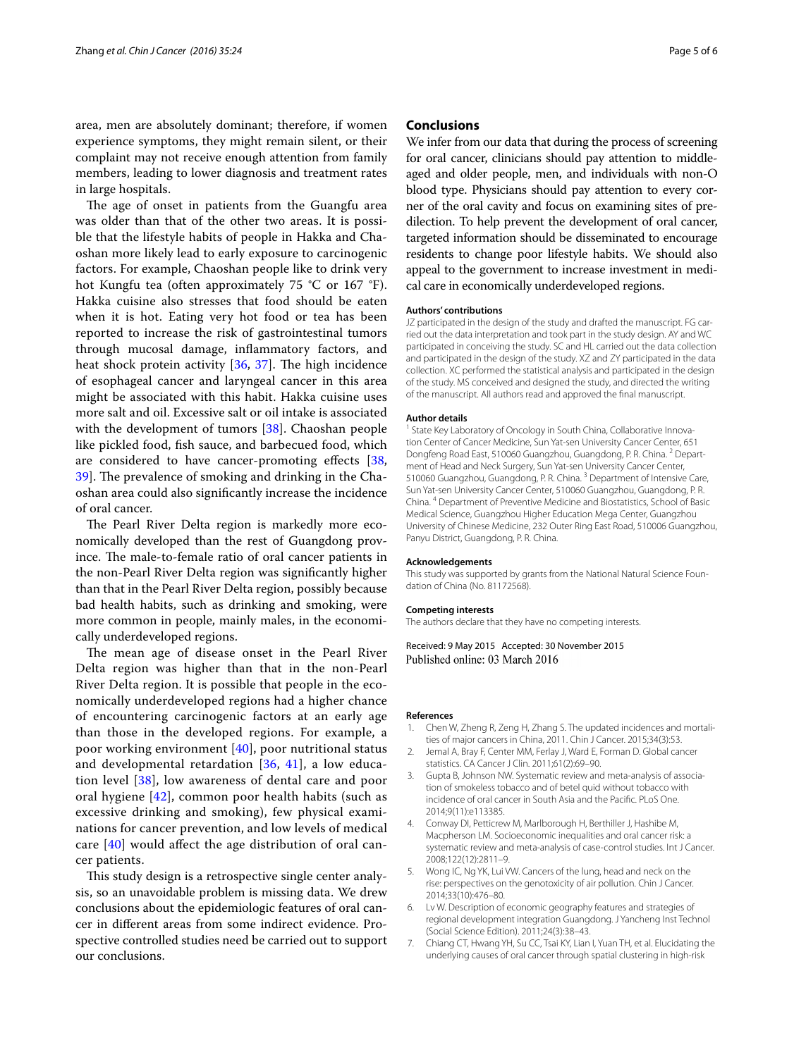area, men are absolutely dominant; therefore, if women experience symptoms, they might remain silent, or their complaint may not receive enough attention from family members, leading to lower diagnosis and treatment rates in large hospitals.

The age of onset in patients from the Guangfu area was older than that of the other two areas. It is possible that the lifestyle habits of people in Hakka and Chaoshan more likely lead to early exposure to carcinogenic factors. For example, Chaoshan people like to drink very hot Kungfu tea (often approximately 75 °C or 167 °F). Hakka cuisine also stresses that food should be eaten when it is hot. Eating very hot food or tea has been reported to increase the risk of gastrointestinal tumors through mucosal damage, inflammatory factors, and heat shock protein activity [36, 37]. The high incidence of esophageal cancer and laryngeal cancer in this area might be associated with this habit. Hakka cuisine uses more salt and oil. Excessive salt or oil intake is associated with the development of tumors [38]. Chaoshan people like pickled food, fish sauce, and barbecued food, which are considered to have cancer-promoting effects [38, 39]. The prevalence of smoking and drinking in the Chaoshan area could also significantly increase the incidence of oral cancer.

The Pearl River Delta region is markedly more economically developed than the rest of Guangdong province. The male-to-female ratio of oral cancer patients in the non-Pearl River Delta region was significantly higher than that in the Pearl River Delta region, possibly because bad health habits, such as drinking and smoking, were more common in people, mainly males, in the economically underdeveloped regions.

The mean age of disease onset in the Pearl River Delta region was higher than that in the non-Pearl River Delta region. It is possible that people in the economically underdeveloped regions had a higher chance of encountering carcinogenic factors at an early age than those in the developed regions. For example, a poor working environment [40], poor nutritional status and developmental retardation [36, 41], a low education level [38], low awareness of dental care and poor oral hygiene [42], common poor health habits (such as excessive drinking and smoking), few physical examinations for cancer prevention, and low levels of medical care [40] would affect the age distribution of oral cancer patients.

This study design is a retrospective single center analysis, so an unavoidable problem is missing data. We drew conclusions about the epidemiologic features of oral cancer in different areas from some indirect evidence. Prospective controlled studies need be carried out to support our conclusions.

## Conclusions

We infer from our data that during the process of screening for oral cancer, clinicians should pay attention to middle-aged and older people, men, and individuals with non-O blood type. Physicians should pay attention to every corner of the oral cavity and focus on examining sites of predilection. To help prevent the development of oral cancer, targeted information should be disseminated to encourage residents to change poor lifestyle habits. We should also appeal to the government to increase investment in medical care in economically underdeveloped regions.

#### Authors' contributions

JZ participated in the design of the study and drafted the manuscript. FG carried out the data interpretation and took part in the study design. AY and WC participated in conceiving the study. SC and HL carried out the data collection and participated in the design of the study. XZ and ZY participated in the data collection. XC performed the statistical analysis and participated in the design of the study. MS conceived and designed the study, and directed the writing of the manuscript. All authors read and approved the final manuscript.

#### Author details

[1] State Key Laboratory of Oncology in South China, Collaborative Innovation Center of Cancer Medicine, Sun Yat-sen University Cancer Center, 651 Dongfeng Road East, 510060 Guangzhou, Guangdong, P. R. China. [2] Department of Head and Neck Surgery, Sun Yat-sen University Cancer Center, 510060 Guangzhou, Guangdong, P. R. China. [3] Department of Intensive Care, Sun Yat-sen University Cancer Center, 510060 Guangzhou, Guangdong, P. R. China. [4] Department of Preventive Medicine and Biostatistics, School of Basic Medical Science, Guangzhou Higher Education Mega Center, Guangzhou University of Chinese Medicine, 232 Outer Ring East Road, 510006 Guangzhou, Panyu District, Guangdong, P. R. China.

#### Acknowledgements

This study was supported by grants from the National Natural Science Foundation of China (No. 81172568).

#### Competing interests

The authors declare that they have no competing interests.

Received: 9 May 2015 Accepted: 30 November 2015
Published online: 03 March 2016

#### References

1. Chen W, Zheng R, Zeng H, Zhang S. The updated incidences and mortalities of major cancers in China, 2011. Chin J Cancer. 2015;34(3):53.
2. Jemal A, Bray F, Center MM, Ferlay J, Ward E, Forman D. Global cancer statistics. CA Cancer J Clin. 2011;61(2):69–90.
3. Gupta B, Johnson NW. Systematic review and meta-analysis of association of smokeless tobacco and of betel quid without tobacco with incidence of oral cancer in South Asia and the Pacific. PLoS One. 2014;9(11):e113385.
4. Conway DI, Petticrew M, Marlborough H, Berthiller J, Hashibe M, Macpherson LM. Socioeconomic inequalities and oral cancer risk: a systematic review and meta-analysis of case-control studies. Int J Cancer. 2008;122(12):2811–9.
5. Wong IC, Ng YK, Lui VW. Cancers of the lung, head and neck on the rise: perspectives on the genotoxicity of air pollution. Chin J Cancer. 2014;33(10):476–80.
6. Lv W. Description of economic geography features and strategies of regional development integration Guangdong. J Yancheng Inst Technol (Social Science Edition). 2011;24(3):38–43.
7. Chiang CT, Hwang YH, Su CC, Tsai KY, Lian I, Yuan TH, et al. Elucidating the underlying causes of oral cancer through spatial clustering in high-risk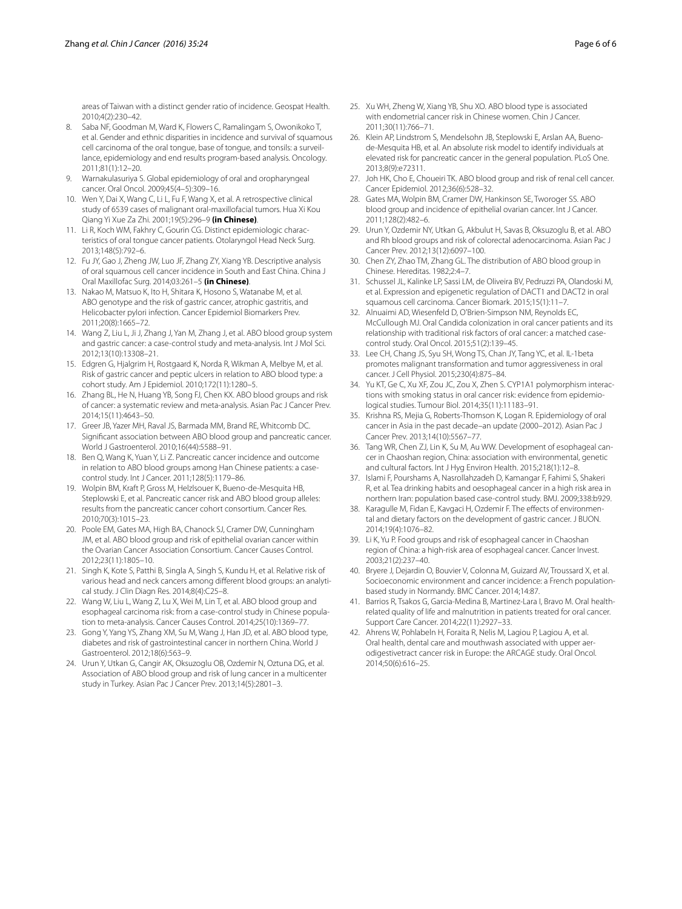areas of Taiwan with a distinct gender ratio of incidence. Geospat Health. 2010;4(2):230–42.

8. Saba NF, Goodman M, Ward K, Flowers C, Ramalingam S, Owonikoko T, et al. Gender and ethnic disparities in incidence and survival of squamous cell carcinoma of the oral tongue, base of tongue, and tonsils: a surveillance, epidemiology and end results program-based analysis. Oncology. 2011;81(1):12–20.
9. Warnakulasuriya S. Global epidemiology of oral and oropharyngeal cancer. Oral Oncol. 2009;45(4–5):309–16.
10. Wen Y, Dai X, Wang C, Li L, Fu F, Wang X, et al. A retrospective clinical study of 6539 cases of malignant oral-maxillofacial tumors. Hua Xi Kou Qiang Yi Xue Za Zhi. 2001;19(5):296–9 **(in Chinese)**.
11. Li R, Koch WM, Fakhry C, Gourin CG. Distinct epidemiologic characteristics of oral tongue cancer patients. Otolaryngol Head Neck Surg. 2013;148(5):792–6.
12. Fu JY, Gao J, Zheng JW, Luo JF, Zhang ZY, Xiang YB. Descriptive analysis of oral squamous cell cancer incidence in South and East China. China J Oral Maxillofac Surg. 2014;03:261–5 **(in Chinese)**.
13. Nakao M, Matsuo K, Ito H, Shitara K, Hosono S, Watanabe M, et al. ABO genotype and the risk of gastric cancer, atrophic gastritis, and Helicobacter pylori infection. Cancer Epidemiol Biomarkers Prev. 2011;20(8):1665–72.
14. Wang Z, Liu L, Ji J, Zhang J, Yan M, Zhang J, et al. ABO blood group system and gastric cancer: a case-control study and meta-analysis. Int J Mol Sci. 2012;13(10):13308–21.
15. Edgren G, Hjalgrim H, Rostgaard K, Norda R, Wikman A, Melbye M, et al. Risk of gastric cancer and peptic ulcers in relation to ABO blood type: a cohort study. Am J Epidemiol. 2010;172(11):1280–5.
16. Zhang BL, He N, Huang YB, Song FJ, Chen KX. ABO blood groups and risk of cancer: a systematic review and meta-analysis. Asian Pac J Cancer Prev. 2014;15(11):4643–50.
17. Greer JB, Yazer MH, Raval JS, Barmada MM, Brand RE, Whitcomb DC. Significant association between ABO blood group and pancreatic cancer. World J Gastroenterol. 2010;16(44):5588–91.
18. Ben Q, Wang K, Yuan Y, Li Z. Pancreatic cancer incidence and outcome in relation to ABO blood groups among Han Chinese patients: a case-control study. Int J Cancer. 2011;128(5):1179–86.
19. Wolpin BM, Kraft P, Gross M, Helzlsouer K, Bueno-de-Mesquita HB, Steplowski E, et al. Pancreatic cancer risk and ABO blood group alleles: results from the pancreatic cancer cohort consortium. Cancer Res. 2010;70(3):1015–23.
20. Poole EM, Gates MA, High BA, Chanock SJ, Cramer DW, Cunningham JM, et al. ABO blood group and risk of epithelial ovarian cancer within the Ovarian Cancer Association Consortium. Cancer Causes Control. 2012;23(11):1805–10.
21. Singh K, Kote S, Patthi B, Singla A, Singh S, Kundu H, et al. Relative risk of various head and neck cancers among different blood groups: an analytical study. J Clin Diagn Res. 2014;8(4):C25–8.
22. Wang W, Liu L, Wang Z, Lu X, Wei M, Lin T, et al. ABO blood group and esophageal carcinoma risk: from a case-control study in Chinese population to meta-analysis. Cancer Causes Control. 2014;25(10):1369–77.
23. Gong Y, Yang YS, Zhang XM, Su M, Wang J, Han JD, et al. ABO blood type, diabetes and risk of gastrointestinal cancer in northern China. World J Gastroenterol. 2012;18(6):563–9.
24. Urun Y, Utkan G, Cangir AK, Oksuzoglu OB, Ozdemir N, Oztuna DG, et al. Association of ABO blood group and risk of lung cancer in a multicenter study in Turkey. Asian Pac J Cancer Prev. 2013;14(5):2801–3.
25. Xu WH, Zheng W, Xiang YB, Shu XO. ABO blood type is associated with endometrial cancer risk in Chinese women. Chin J Cancer. 2011;30(11):766–71.
26. Klein AP, Lindstrom S, Mendelsohn JB, Steplowski E, Arslan AA, Bueno-de-Mesquita HB, et al. An absolute risk model to identify individuals at elevated risk for pancreatic cancer in the general population. PLoS One. 2013;8(9):e72311.
27. Joh HK, Cho E, Choueiri TK. ABO blood group and risk of renal cell cancer. Cancer Epidemiol. 2012;36(6):528–32.
28. Gates MA, Wolpin BM, Cramer DW, Hankinson SE, Tworoger SS. ABO blood group and incidence of epithelial ovarian cancer. Int J Cancer. 2011;128(2):482–6.
29. Urun Y, Ozdemir NY, Utkan G, Akbulut H, Savas B, Oksuzoglu B, et al. ABO and Rh blood groups and risk of colorectal adenocarcinoma. Asian Pac J Cancer Prev. 2012;13(12):6097–100.
30. Chen ZY, Zhao TM, Zhang GL. The distribution of ABO blood group in Chinese. Hereditas. 1982;2:4–7.
31. Schussel JL, Kalinke LP, Sassi LM, de Oliveira BV, Pedruzzi PA, Olandoski M, et al. Expression and epigenetic regulation of DACT1 and DACT2 in oral squamous cell carcinoma. Cancer Biomark. 2015;15(1):11–7.
32. Alnuaimi AD, Wiesenfeld D, O'Brien-Simpson NM, Reynolds EC, McCullough MJ. Oral Candida colonization in oral cancer patients and its relationship with traditional risk factors of oral cancer: a matched case-control study. Oral Oncol. 2015;51(2):139–45.
33. Lee CH, Chang JS, Syu SH, Wong TS, Chan JY, Tang YC, et al. IL-1beta promotes malignant transformation and tumor aggressiveness in oral cancer. J Cell Physiol. 2015;230(4):875–84.
34. Yu KT, Ge C, Xu XF, Zou JC, Zou X, Zhen S. CYP1A1 polymorphism interactions with smoking status in oral cancer risk: evidence from epidemiological studies. Tumour Biol. 2014;35(11):11183–91.
35. Krishna RS, Mejia G, Roberts-Thomson K, Logan R. Epidemiology of oral cancer in Asia in the past decade–an update (2000–2012). Asian Pac J Cancer Prev. 2013;14(10):5567–77.
36. Tang WR, Chen ZJ, Lin K, Su M, Au WW. Development of esophageal cancer in Chaoshan region, China: association with environmental, genetic and cultural factors. Int J Hyg Environ Health. 2015;218(1):12–8.
37. Islami F, Pourshams A, Nasrollahzadeh D, Kamangar F, Fahimi S, Shakeri R, et al. Tea drinking habits and oesophageal cancer in a high risk area in northern Iran: population based case-control study. BMJ. 2009;338:b929.
38. Karagulle M, Fidan E, Kavgaci H, Ozdemir F. The effects of environmental and dietary factors on the development of gastric cancer. J BUON. 2014;19(4):1076–82.
39. Li K, Yu P. Food groups and risk of esophageal cancer in Chaoshan region of China: a high-risk area of esophageal cancer. Cancer Invest. 2003;21(2):237–40.
40. Bryere J, Dejardin O, Bouvier V, Colonna M, Guizard AV, Troussard X, et al. Socioeconomic environment and cancer incidence: a French population-based study in Normandy. BMC Cancer. 2014;14:87.
41. Barrios R, Tsakos G, Garcia-Medina B, Martinez-Lara I, Bravo M. Oral health-related quality of life and malnutrition in patients treated for oral cancer. Support Care Cancer. 2014;22(11):2927–33.
42. Ahrens W, Pohlabeln H, Foraita R, Nelis M, Lagiou P, Lagiou A, et al. Oral health, dental care and mouthwash associated with upper aerodigestivetract cancer risk in Europe: the ARCAGE study. Oral Oncol. 2014;50(6):616–25.